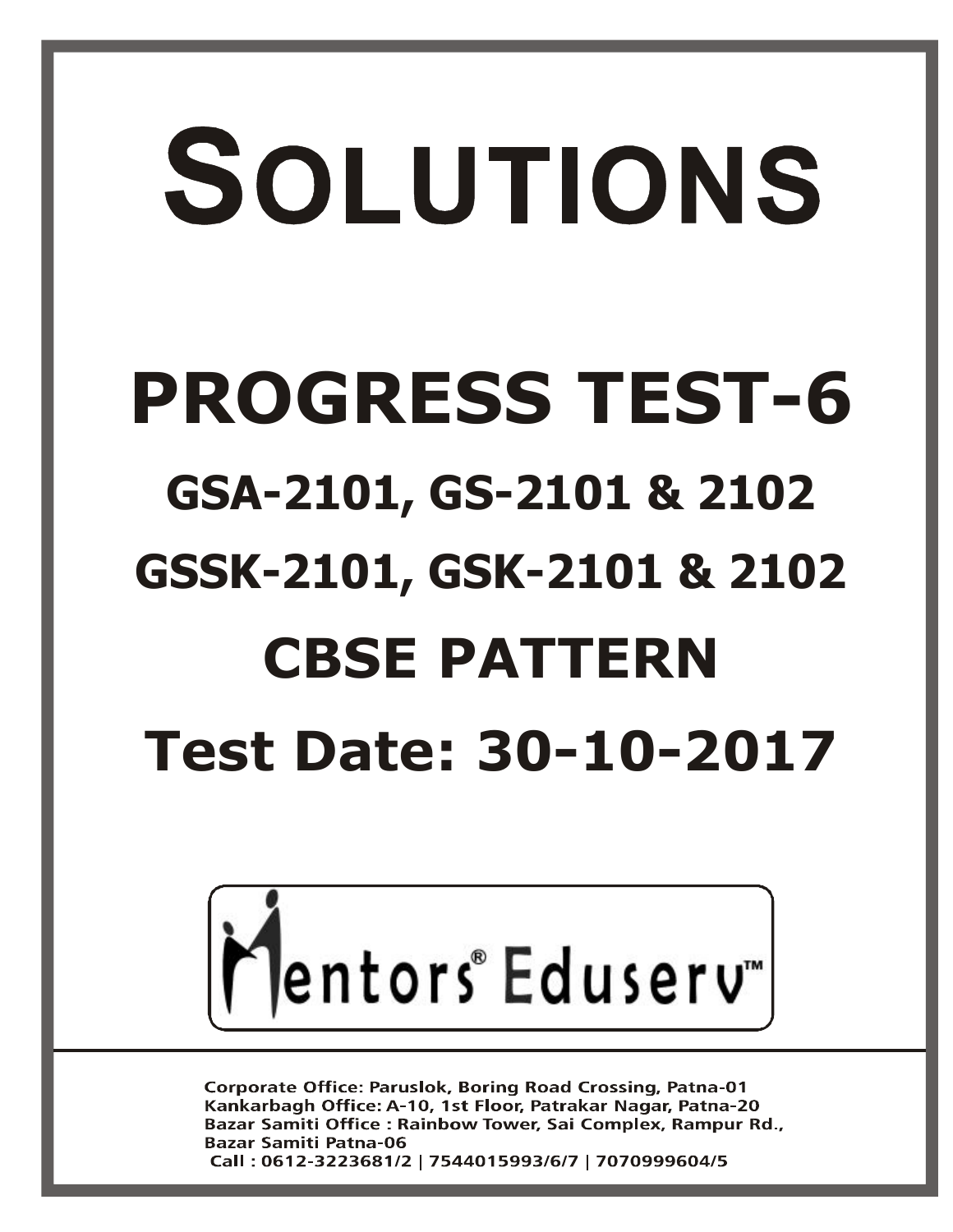# SOLUTIONS

## PROGRESS TEST-6

## GSA-2101, GS-2101 & 2102

## GSSK-2101, GSK-2101 & 2102

## CBSE PATTERN

## Test Date: 30-10-2017

Mentors® Eduserv™

**Corporate Office: Paruslok, Boring Road Crossing, Patna-01**
**Kankarbagh Office: A-10, 1st Floor, Patrakar Nagar, Patna-20**
**Bazar Samiti Office : Rainbow Tower, Sai Complex, Rampur Rd., Bazar Samiti Patna-06**
**Call : 0612-3223681/2 | 7544015993/6/7 | 7070999604/5**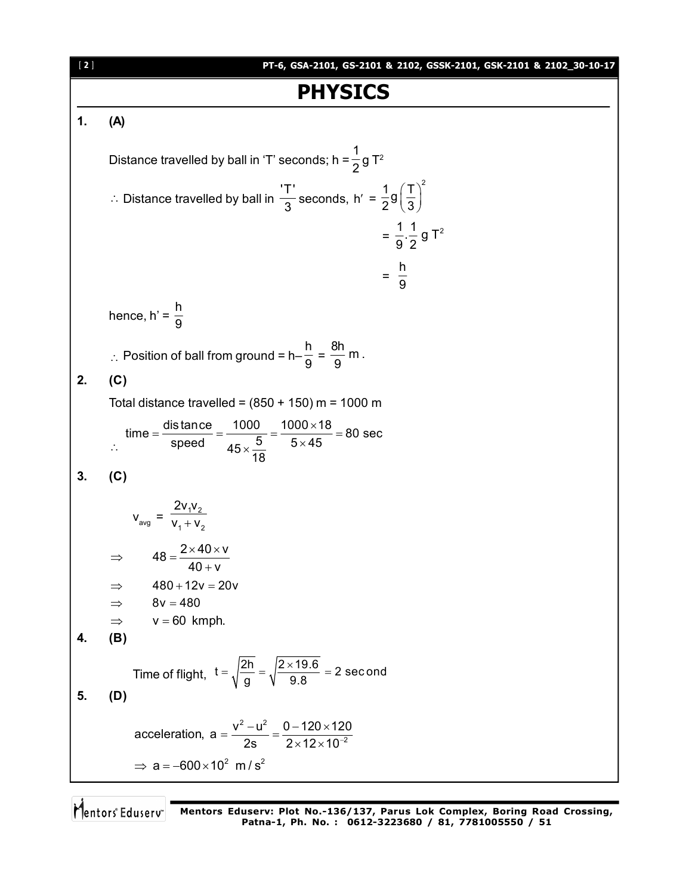# PHYSICS

**1.** **(A)**

Distance travelled by ball in 'T' seconds; $h = \frac{1}{2} g T^2$

$\therefore$ Distance travelled by ball in $\frac{'T'}{3}$ seconds, $h' = \frac{1}{2} g \left(\frac{T}{3}\right)^2$

$$= \frac{1}{9} \cdot \frac{1}{2} g T^2$$

$$= \frac{h}{9}$$

hence, $h' = \frac{h}{9}$

$\therefore$ Position of ball from ground = $h - \frac{h}{9} = \frac{8h}{9}$ m.

**2.** **(C)**

Total distance travelled = (850 + 150) m = 1000 m

$$\therefore \quad \text{time} = \frac{\text{distance}}{\text{speed}} = \frac{1000}{45 \times \frac{5}{18}} = \frac{1000 \times 18}{5 \times 45} = 80 \text{ sec}$$

**3.** **(C)**

$$v_{avg} = \frac{2v_1 v_2}{v_1 + v_2}$$

$$\Rightarrow \quad 48 = \frac{2 \times 40 \times v}{40 + v}$$

$$\Rightarrow \quad 480 + 12v = 20v$$

$$\Rightarrow \quad 8v = 480$$

$$\Rightarrow \quad v = 60 \text{ kmph.}$$

**4.** **(B)**

Time of flight, $t = \sqrt{\frac{2h}{g}} = \sqrt{\frac{2 \times 19.6}{9.8}} = 2$ second

**5.** **(D)**

acceleration, $a = \frac{v^2 - u^2}{2s} = \frac{0 - 120 \times 120}{2 \times 12 \times 10^{-2}}$

$\Rightarrow a = -600 \times 10^2 \text{ m/s}^2$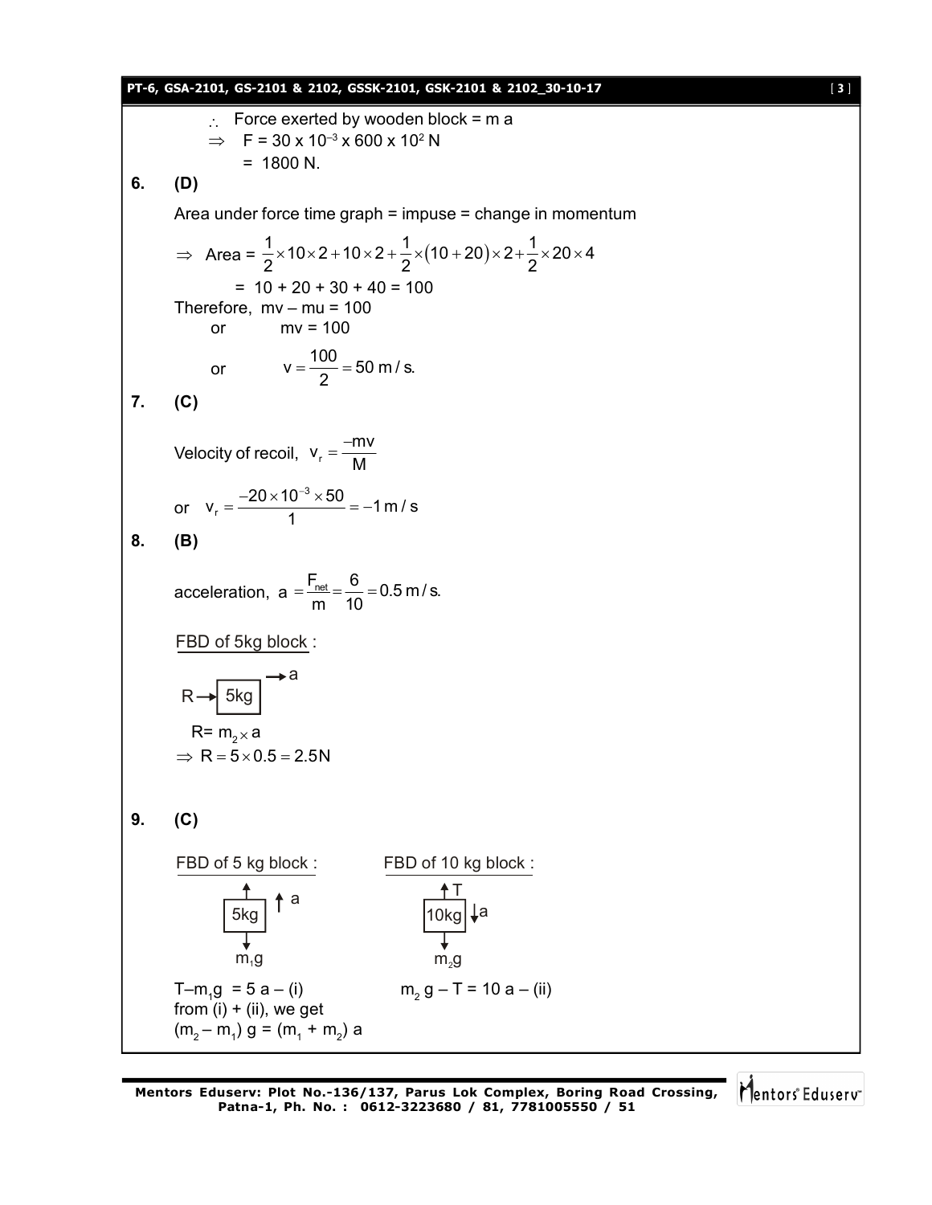$\therefore$ Force exerted by wooden block = m a

$\Rightarrow$ F = 30 x $10^{-3}$ x 600 x $10^{2}$ N

= 1800 N.

**6. (D)**

Area under force time graph = impuse = change in momentum

$$\Rightarrow \text{ Area} = \frac{1}{2}\times 10\times 2 + 10\times 2 + \frac{1}{2}\times(10+20)\times 2 + \frac{1}{2}\times 20\times 4$$

= 10 + 20 + 30 + 40 = 100

Therefore, mv – mu = 100

or mv = 100

or $v = \frac{100}{2} = 50 \text{ m/s.}$

**7. (C)**

Velocity of recoil, $v_r = \frac{-mv}{M}$

or $v_r = \frac{-20\times 10^{-3}\times 50}{1} = -1 \text{ m/s}$

**8. (B)**

acceleration, $a = \frac{F_{net}}{m} = \frac{6}{10} = 0.5 \text{ m/s.}$

FBD of 5kg block :

R $\rightarrow$ [5kg] $\rightarrow$ a

R= $m_2 \times$ a

$\Rightarrow R = 5\times 0.5 = 2.5\text{N}$

**9. (C)**

FBD of 5 kg block : (T upward, $m_1g$ downward, a upward)

FBD of 10 kg block : (T upward, $m_2g$ downward, a downward)

$T - m_1g = 5a$ – (i)

$m_2g - T = 10a$ – (ii)

from (i) + (ii), we get

$(m_2 - m_1)g = (m_1 + m_2)a$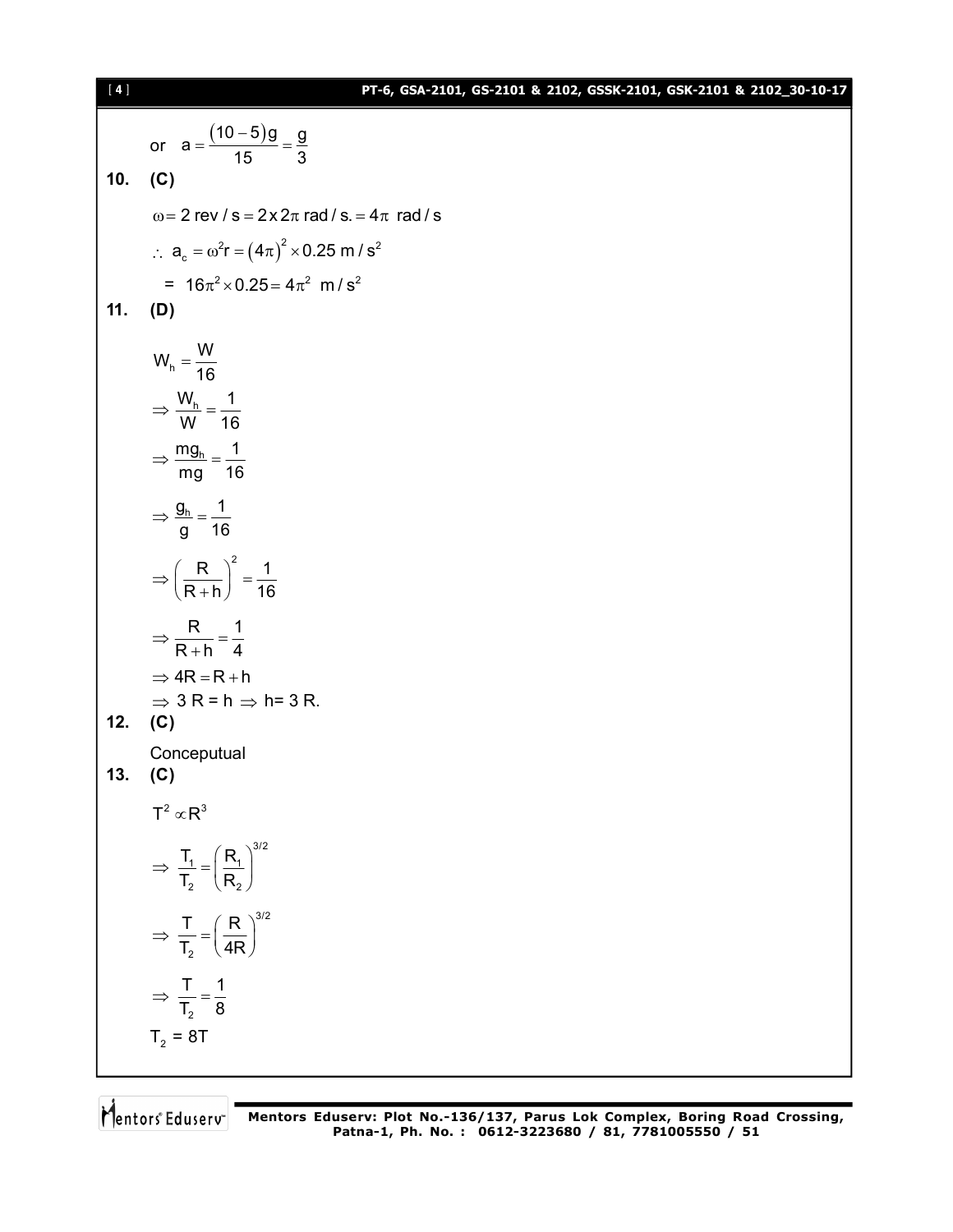or $a = \frac{(10-5)g}{15} = \frac{g}{3}$

**10. (C)**

$\omega = 2 \text{ rev/s} = 2 \times 2\pi \text{ rad/s.} = 4\pi \text{ rad/s}$

$\therefore\ a_c = \omega^2 r = (4\pi)^2 \times 0.25 \text{ m/s}^2$

$= 16\pi^2 \times 0.25 = 4\pi^2 \text{ m/s}^2$

**11. (D)**

$W_h = \frac{W}{16}$

$\Rightarrow \frac{W_h}{W} = \frac{1}{16}$

$\Rightarrow \frac{mg_h}{mg} = \frac{1}{16}$

$\Rightarrow \frac{g_h}{g} = \frac{1}{16}$

$\Rightarrow \left(\frac{R}{R+h}\right)^2 = \frac{1}{16}$

$\Rightarrow \frac{R}{R+h} = \frac{1}{4}$

$\Rightarrow 4R = R + h$

$\Rightarrow 3R = h \Rightarrow h = 3R.$

**12. (C)**

Conceputual

**13. (C)**

$T^2 \propto R^3$

$\Rightarrow \frac{T_1}{T_2} = \left(\frac{R_1}{R_2}\right)^{3/2}$

$\Rightarrow \frac{T}{T_2} = \left(\frac{R}{4R}\right)^{3/2}$

$\Rightarrow \frac{T}{T_2} = \frac{1}{8}$

$T_2 = 8T$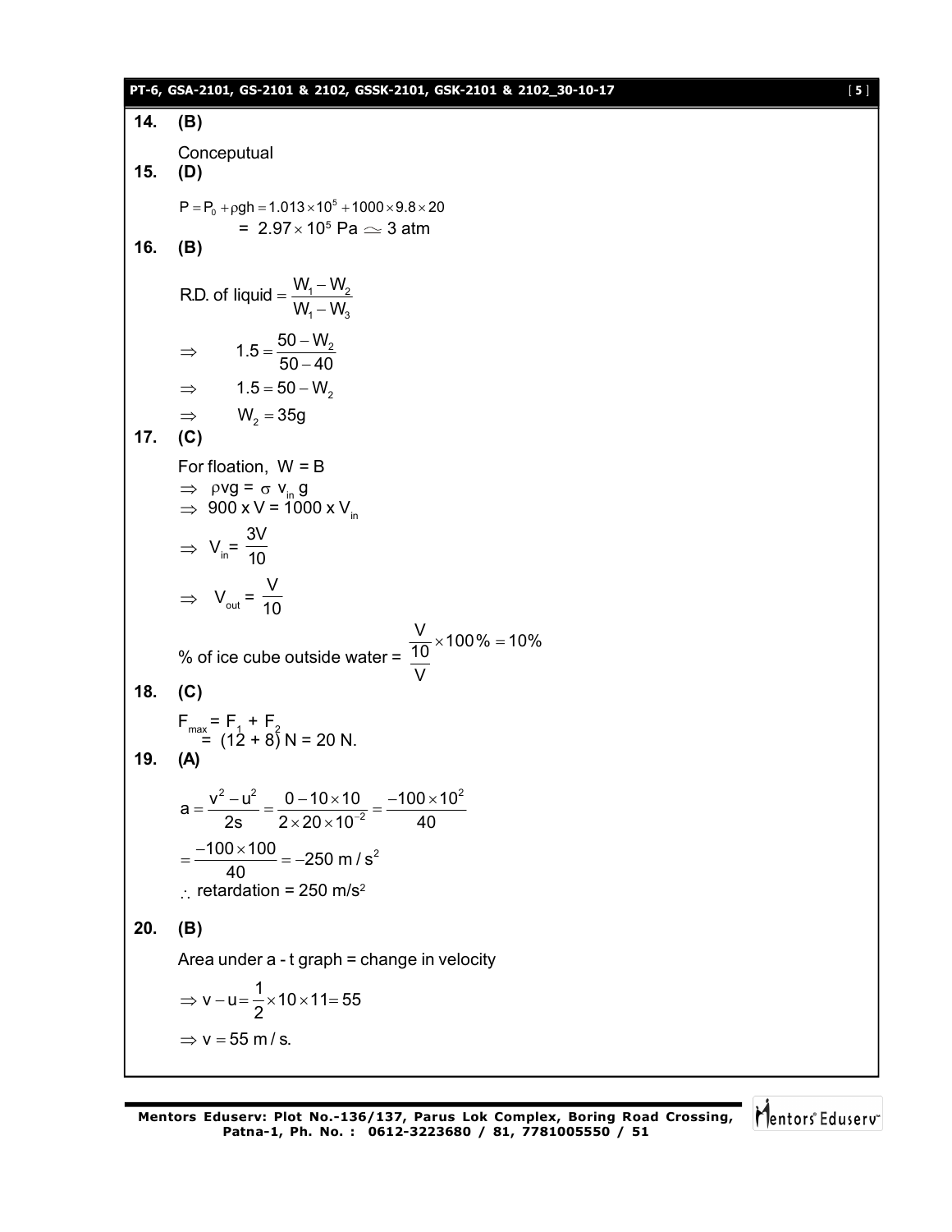**14. (B)**

Conceptual

**15. (D)**

$P = P_0 + \rho g h = 1.013 \times 10^5 + 1000 \times 9.8 \times 20$

$= 2.97 \times 10^5 \text{ Pa} \simeq 3 \text{ atm}$

**16. (B)**

$$\text{R.D. of liquid} = \frac{W_1 - W_2}{W_1 - W_3}$$

$$\Rightarrow \quad 1.5 = \frac{50 - W_2}{50 - 40}$$

$$\Rightarrow \quad 1.5 = 50 - W_2$$

$$\Rightarrow \quad W_2 = 35g$$

**17. (C)**

For floation, W = B

$\Rightarrow \rho v g = \sigma v_{in} g$

$\Rightarrow 900 \times V = 1000 \times V_{in}$

$$\Rightarrow V_{in} = \frac{3V}{10}$$

$$\Rightarrow V_{out} = \frac{V}{10}$$

$$\text{\% of ice cube outside water} = \frac{\frac{V}{10}}{V} \times 100\% = 10\%$$

**18. (C)**

$F_{max} = F_1 + F_2$

$= (12 + 8) \text{ N} = 20 \text{ N}.$

**19. (A)**

$$a = \frac{v^2 - u^2}{2s} = \frac{0 - 10 \times 10}{2 \times 20 \times 10^{-2}} = \frac{-100 \times 10^2}{40}$$

$$= \frac{-100 \times 100}{40} = -250 \text{ m/s}^2$$

$\therefore$ retardation = 250 m/s$^2$

**20. (B)**

Area under a - t graph = change in velocity

$$\Rightarrow v - u = \frac{1}{2} \times 10 \times 11 = 55$$

$$\Rightarrow v = 55 \text{ m/s.}$$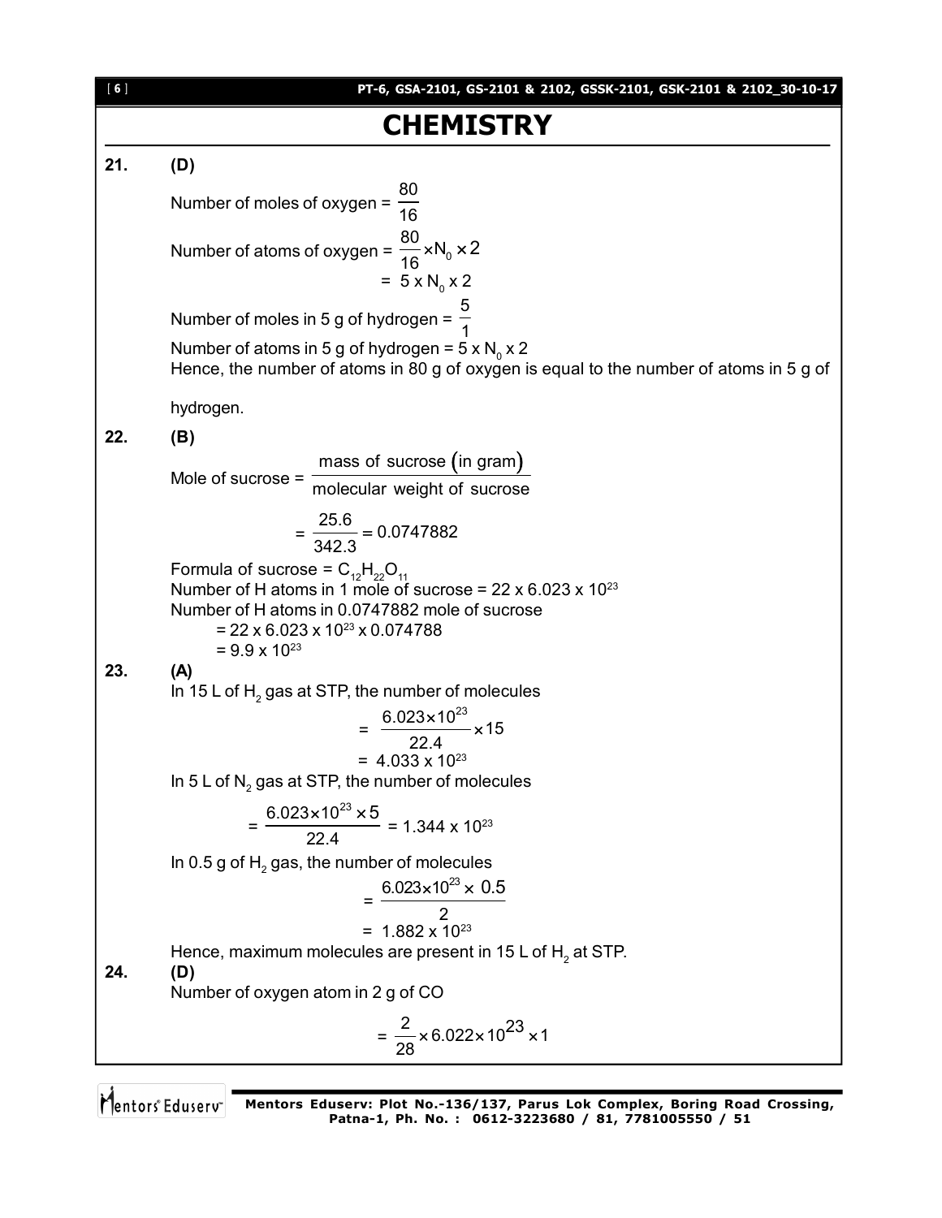# CHEMISTRY

**21.** **(D)**

Number of moles of oxygen = $\frac{80}{16}$

Number of atoms of oxygen = $\frac{80}{16} \times N_0 \times 2$

= $5 \times N_0 \times 2$

Number of moles in 5 g of hydrogen = $\frac{5}{1}$

Number of atoms in 5 g of hydrogen = $5 \times N_0 \times 2$

Hence, the number of atoms in 80 g of oxygen is equal to the number of atoms in 5 g of hydrogen.

**22.** **(B)**

Mole of sucrose = $\frac{\text{mass of sucrose (in gram)}}{\text{molecular weight of sucrose}}$

$= \frac{25.6}{342.3} = 0.0747882$

Formula of sucrose = $C_{12}H_{22}O_{11}$

Number of H atoms in 1 mole of sucrose = $22 \times 6.023 \times 10^{23}$

Number of H atoms in 0.0747882 mole of sucrose

$= 22 \times 6.023 \times 10^{23} \times 0.074788$

$= 9.9 \times 10^{23}$

**23.** **(A)**

In 15 L of $H_2$ gas at STP, the number of molecules

$= \frac{6.023 \times 10^{23}}{22.4} \times 15$

$= 4.033 \times 10^{23}$

In 5 L of $N_2$ gas at STP, the number of molecules

$= \frac{6.023 \times 10^{23} \times 5}{22.4} = 1.344 \times 10^{23}$

In 0.5 g of $H_2$ gas, the number of molecules

$= \frac{6.023 \times 10^{23} \times 0.5}{2}$

$= 1.882 \times 10^{23}$

Hence, maximum molecules are present in 15 L of $H_2$ at STP.

**24.** **(D)**

Number of oxygen atom in 2 g of CO

$= \frac{2}{28} \times 6.022 \times 10^{23} \times 1$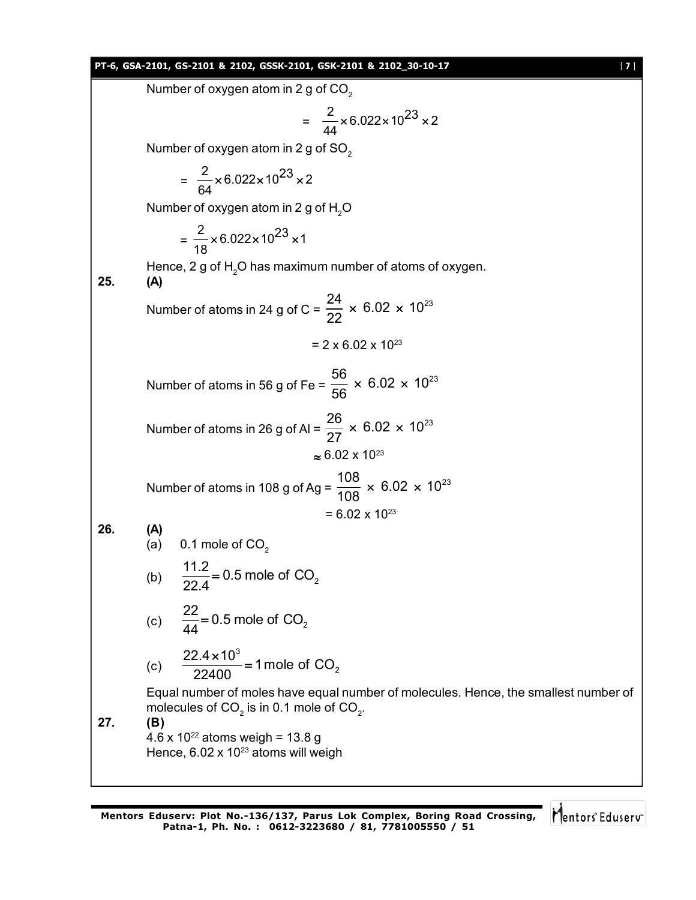Number of oxygen atom in 2 g of $CO_2$

$$= \frac{2}{44} \times 6.022 \times 10^{23} \times 2$$

Number of oxygen atom in 2 g of $SO_2$

$$= \frac{2}{64} \times 6.022 \times 10^{23} \times 2$$

Number of oxygen atom in 2 g of $H_2O$

$$= \frac{2}{18} \times 6.022 \times 10^{23} \times 1$$

Hence, 2 g of $H_2O$ has maximum number of atoms of oxygen.

**25. (A)**

Number of atoms in 24 g of C = $\frac{24}{22} \times 6.02 \times 10^{23}$

$$= 2 \times 6.02 \times 10^{23}$$

Number of atoms in 56 g of Fe = $\frac{56}{56} \times 6.02 \times 10^{23}$

Number of atoms in 26 g of Al = $\frac{26}{27} \times 6.02 \times 10^{23}$

$$\approx 6.02 \times 10^{23}$$

Number of atoms in 108 g of Ag = $\frac{108}{108} \times 6.02 \times 10^{23}$

$$= 6.02 \times 10^{23}$$

**26. (A)**

(a) 0.1 mole of $CO_2$

(b) $\frac{11.2}{22.4} = 0.5$ mole of $CO_2$

(c) $\frac{22}{44} = 0.5$ mole of $CO_2$

(c) $\frac{22.4 \times 10^3}{22400} = 1$ mole of $CO_2$

Equal number of moles have equal number of molecules. Hence, the smallest number of molecules of $CO_2$ is in 0.1 mole of $CO_2$.

**27. (B)**

$4.6 \times 10^{22}$ atoms weigh = 13.8 g

Hence, $6.02 \times 10^{23}$ atoms will weigh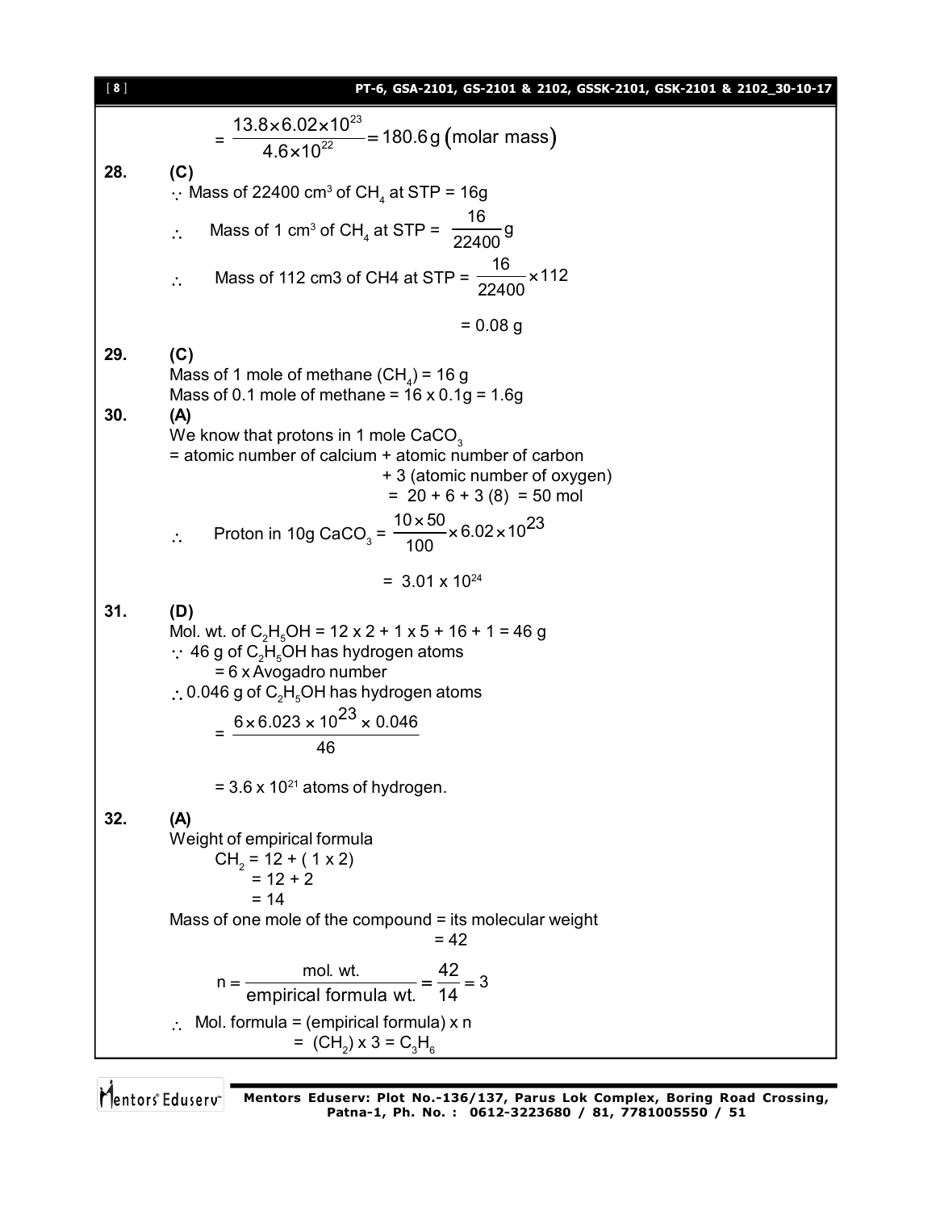$$= \frac{13.8 \times 6.02 \times 10^{23}}{4.6 \times 10^{22}} = 180.6\,g\ (\text{molar mass})$$

**28. (C)**

$\because$ Mass of 22400 $cm^3$ of $CH_4$ at STP = 16g

$\therefore$ Mass of 1 $cm^3$ of $CH_4$ at STP = $\frac{16}{22400}$ g

$\therefore$ Mass of 112 cm3 of CH4 at STP = $\frac{16}{22400} \times 112$

= 0.08 g

**29. (C)**

Mass of 1 mole of methane ($CH_4$) = 16 g

Mass of 0.1 mole of methane = 16 x 0.1g = 1.6g

**30. (A)**

We know that protons in 1 mole $CaCO_3$

= atomic number of calcium + atomic number of carbon + 3 (atomic number of oxygen)

= 20 + 6 + 3 (8) = 50 mol

$\therefore$ Proton in 10g $CaCO_3$ = $\frac{10 \times 50}{100} \times 6.02 \times 10^{23}$

= $3.01 \times 10^{24}$

**31. (D)**

Mol. wt. of $C_2H_5OH$ = 12 x 2 + 1 x 5 + 16 + 1 = 46 g

$\because$ 46 g of $C_2H_5OH$ has hydrogen atoms = 6 x Avogadro number

$\therefore$ 0.046 g of $C_2H_5OH$ has hydrogen atoms

$$= \frac{6 \times 6.023 \times 10^{23} \times 0.046}{46}$$

= $3.6 \times 10^{21}$ atoms of hydrogen.

**32. (A)**

Weight of empirical formula

$CH_2$ = 12 + ( 1 x 2)
= 12 + 2
= 14

Mass of one mole of the compound = its molecular weight = 42

$$n = \frac{\text{mol. wt.}}{\text{empirical formula wt.}} = \frac{42}{14} = 3$$

$\therefore$ Mol. formula = (empirical formula) x n = $(CH_2) \times 3 = C_3H_6$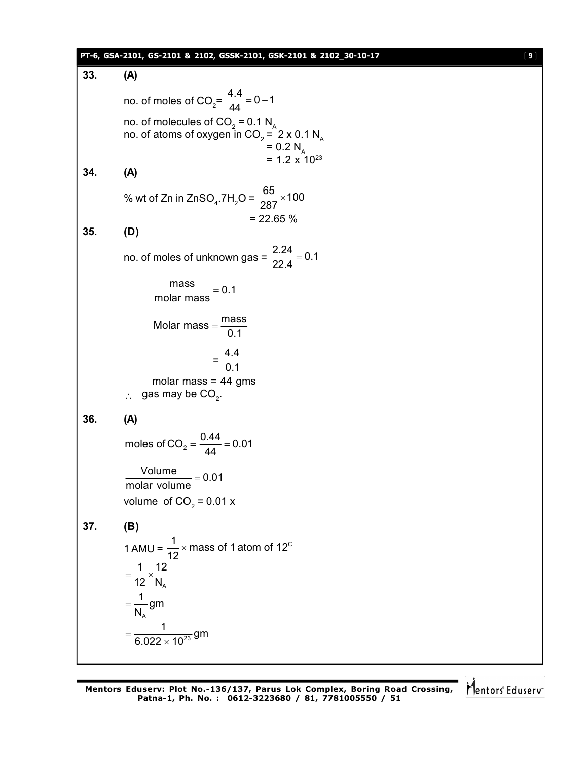**33. (A)**

no. of moles of $CO_2$= $\frac{4.4}{44} = 0-1$

no. of molecules of $CO_2$ = 0.1 $N_A$

no. of atoms of oxygen in $CO_2$ = 2 x 0.1 $N_A$

= 0.2 $N_A$

= 1.2 x $10^{23}$

**34. (A)**

% wt of Zn in $ZnSO_4.7H_2O$ = $\frac{65}{287} \times 100$

= 22.65 %

**35. (D)**

no. of moles of unknown gas = $\frac{2.24}{22.4} = 0.1$

$$\frac{\text{mass}}{\text{molar mass}} = 0.1$$

$$\text{Molar mass} = \frac{\text{mass}}{0.1}$$

$$= \frac{4.4}{0.1}$$

molar mass = 44 gms

$\therefore$ gas may be $CO_2$.

**36. (A)**

$$\text{moles of } CO_2 = \frac{0.44}{44} = 0.01$$

$$\frac{\text{Volume}}{\text{molar volume}} = 0.01$$

volume of $CO_2$ = 0.01 x

**37. (B)**

1 AMU = $\frac{1}{12} \times$ mass of 1 atom of $12^C$

$$= \frac{1}{12} \times \frac{12}{N_A}$$

$$= \frac{1}{N_A} \text{gm}$$

$$= \frac{1}{6.022 \times 10^{23}} \text{gm}$$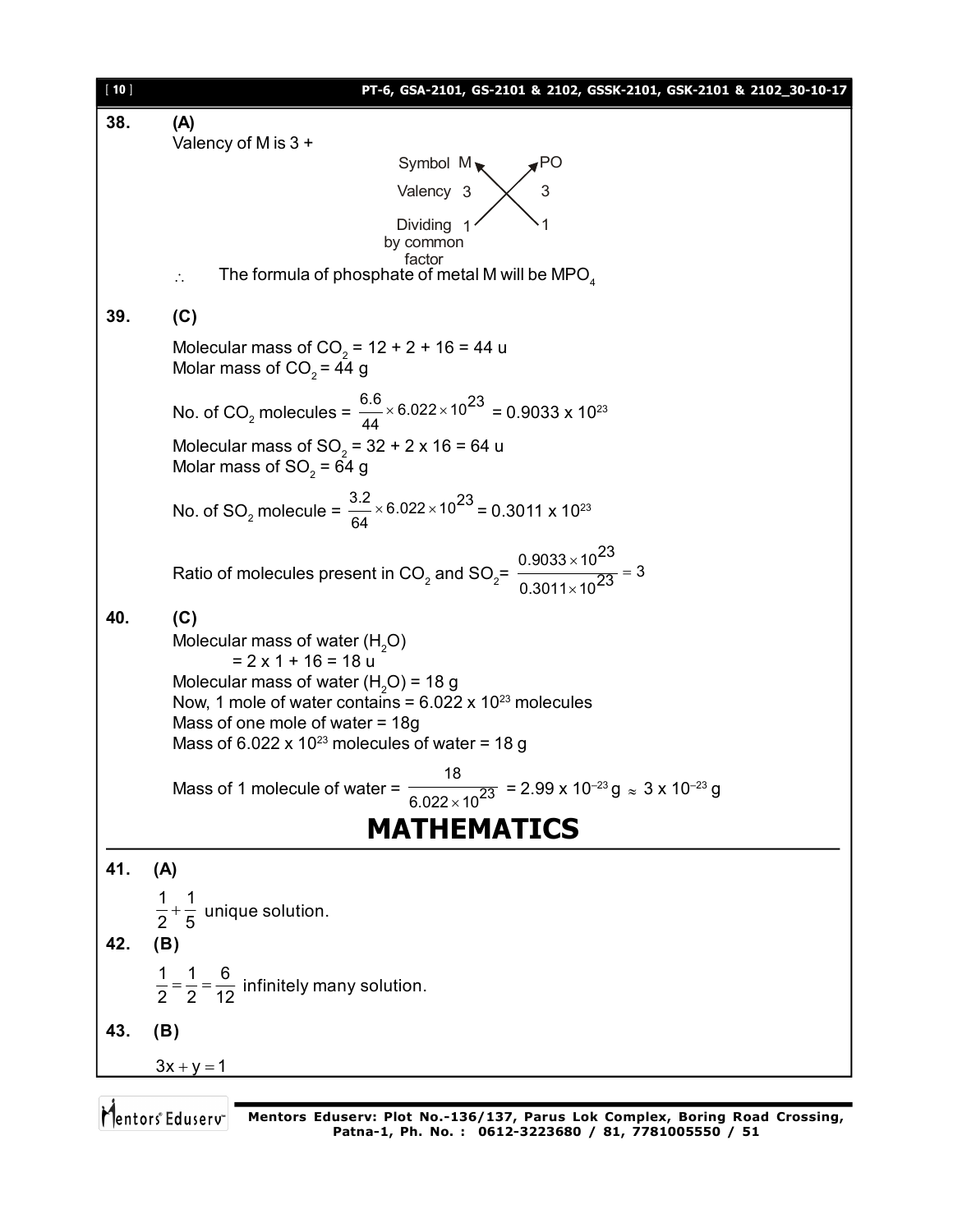**38. (A)**

Valency of M is 3 +

| | | |
|---|---|---|
| Symbol | M | PO |
| Valency | 3 | 3 |
| Dividing by common factor | 1 | 1 |

$\therefore$ The formula of phosphate of metal M will be $MPO_4$

**39. (C)**

Molecular mass of $CO_2$ = 12 + 2 + 16 = 44 u
Molar mass of $CO_2$ = 44 g

No. of $CO_2$ molecules = $\frac{6.6}{44} \times 6.022 \times 10^{23}$ = $0.9033 \times 10^{23}$

Molecular mass of $SO_2$ = 32 + 2 x 16 = 64 u
Molar mass of $SO_2$ = 64 g

No. of $SO_2$ molecule = $\frac{3.2}{64} \times 6.022 \times 10^{23}$ = $0.3011 \times 10^{23}$

Ratio of molecules present in $CO_2$ and $SO_2$= $\frac{0.9033 \times 10^{23}}{0.3011 \times 10^{23}} = 3$

**40. (C)**

Molecular mass of water ($H_2O$)
= 2 x 1 + 16 = 18 u
Molecular mass of water ($H_2O$) = 18 g
Now, 1 mole of water contains = $6.022 \times 10^{23}$ molecules
Mass of one mole of water = 18g
Mass of $6.022 \times 10^{23}$ molecules of water = 18 g

Mass of 1 molecule of water = $\frac{18}{6.022 \times 10^{23}}$ = $2.99 \times 10^{-23}$ g $\approx 3 \times 10^{-23}$ g

# MATHEMATICS

**41. (A)**

$\frac{1}{2} + \frac{1}{5}$ unique solution.

**42. (B)**

$\frac{1}{2} = \frac{1}{2} = \frac{6}{12}$ infinitely many solution.

**43. (B)**

$3x + y = 1$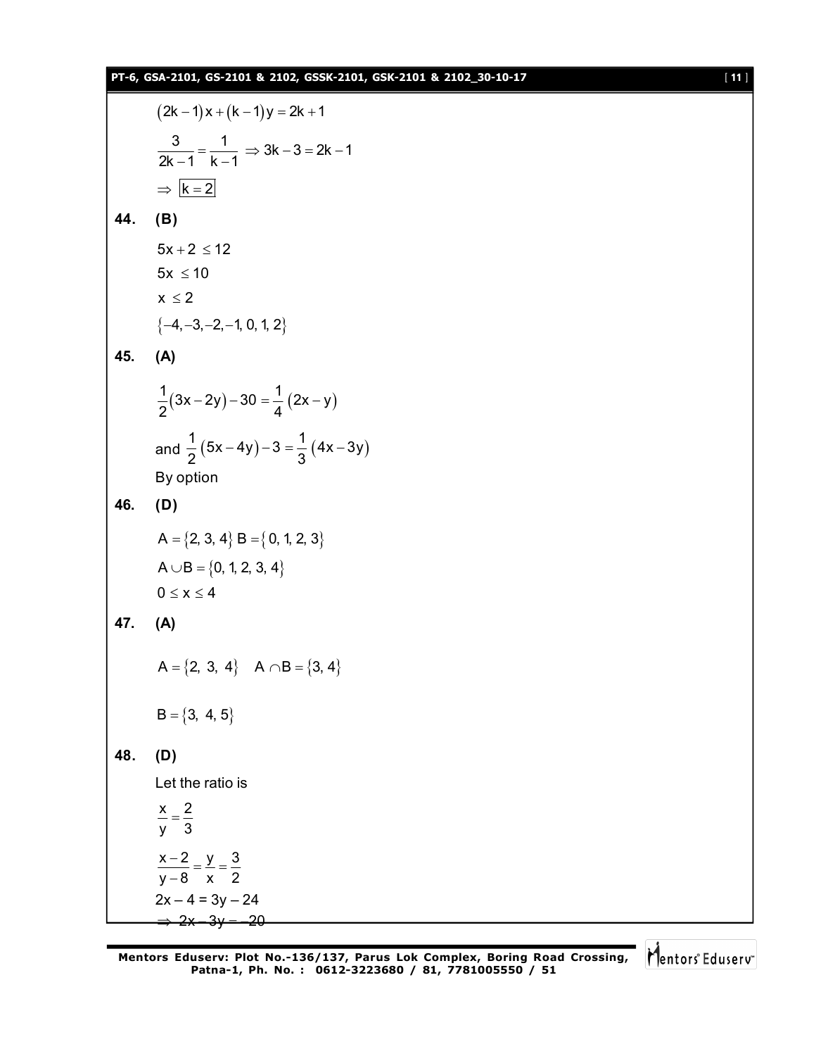$$(2k-1)x+(k-1)y=2k+1$$

$$\frac{3}{2k-1}=\frac{1}{k-1} \Rightarrow 3k-3=2k-1$$

$$\Rightarrow \boxed{k=2}$$

**44. (B)**

$$5x+2 \le 12$$

$$5x \le 10$$

$$x \le 2$$

$$\{-4,-3,-2,-1,0,1,2\}$$

**45. (A)**

$$\frac{1}{2}(3x-2y)-30=\frac{1}{4}(2x-y)$$

and $\frac{1}{2}(5x-4y)-3=\frac{1}{3}(4x-3y)$

By option

**46. (D)**

$$A=\{2,3,4\}\ B=\{0,1,2,3\}$$

$$A \cup B=\{0,1,2,3,4\}$$

$$0 \le x \le 4$$

**47. (A)**

$$A=\{2,\ 3,\ 4\} \quad A \cap B=\{3,4\}$$

$$B=\{3,\ 4,5\}$$

**48. (D)**

Let the ratio is

$$\frac{x}{y}=\frac{2}{3}$$

$$\frac{x-2}{y-8}=\frac{y}{x}=\frac{3}{2}$$

$$2x-4=3y-24$$

$$\Rightarrow 2x-3y=-20$$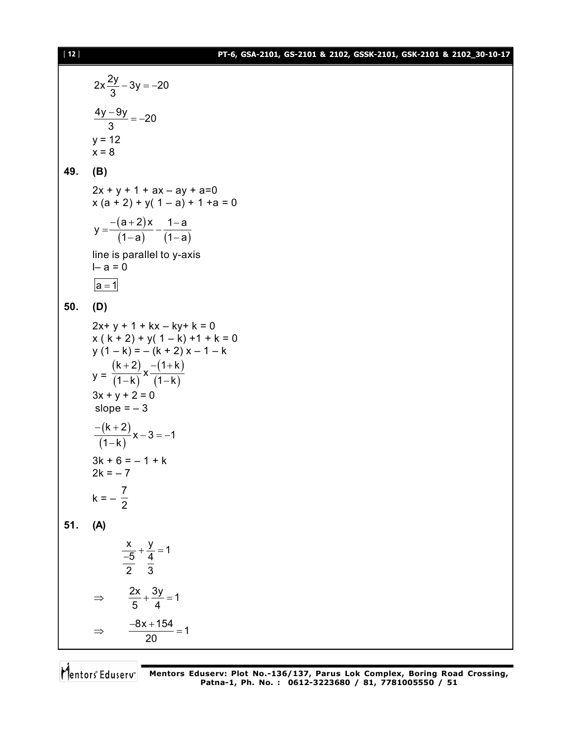$$2x\frac{2y}{3} - 3y = -20$$

$$\frac{4y - 9y}{3} = -20$$

$y = 12$
$x = 8$

**49. (B)**

$2x + y + 1 + ax – ay + a=0$
$x (a + 2) + y( 1 – a) + 1 +a = 0$

$$y = \frac{-(a+2)x}{(1-a)} - \frac{1-a}{(1-a)}$$

line is parallel to y-axis
$l– a = 0$

$\boxed{a = 1}$

**50. (D)**

$2x+ y + 1 + kx – ky+ k = 0$
$x ( k + 2) + y( 1 – k) +1 + k = 0$
$y (1 – k) = – (k + 2) x – 1 – k$

$$y = \frac{(k+2)}{(1-k)}x\frac{-(1+k)}{(1-k)}$$

$3x + y + 2 = 0$
slope $= – 3$

$$\frac{-(k+2)}{(1-k)}x - 3 = -1$$

$3k + 6 = – 1 + k$
$2k = – 7$

$$k = -\frac{7}{2}$$

**51. (A)**

$$\frac{x}{\frac{-5}{2}} + \frac{y}{\frac{4}{3}} = 1$$

$$\Rightarrow \quad \frac{2x}{5} + \frac{3y}{4} = 1$$

$$\Rightarrow \quad \frac{-8x + 154}{20} = 1$$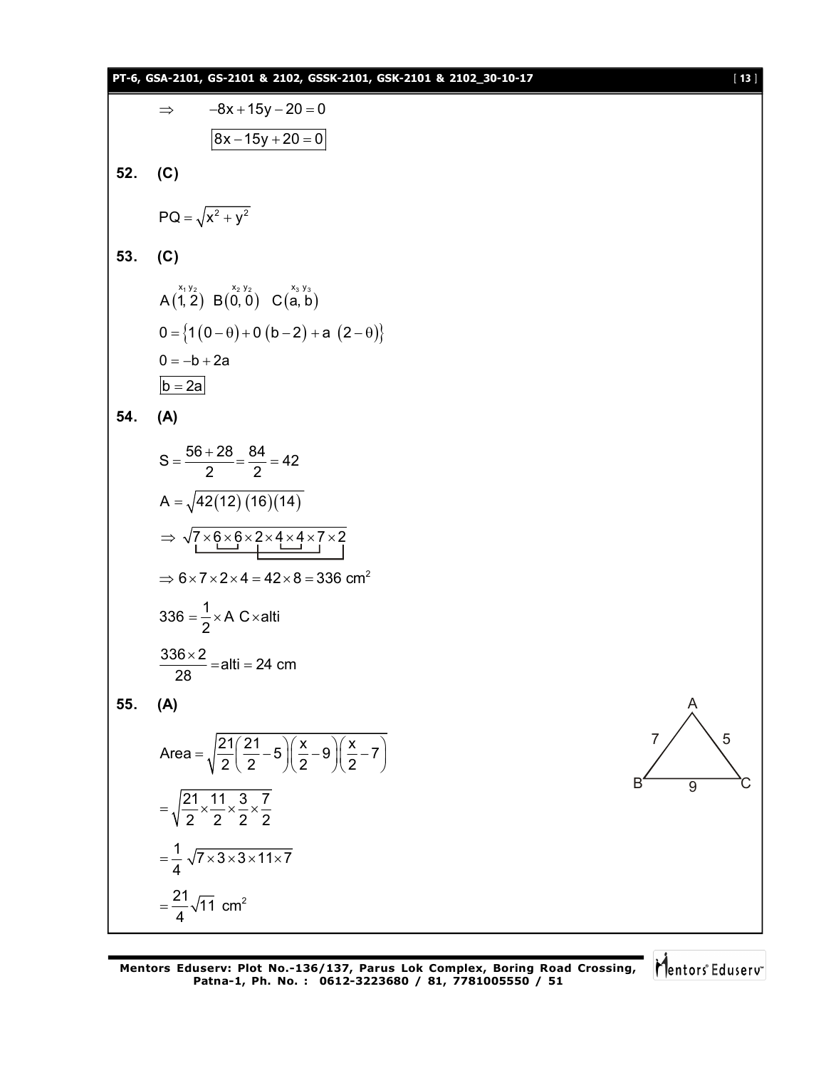$$\Rightarrow \quad -8x + 15y - 20 = 0$$

$$\boxed{8x - 15y + 20 = 0}$$

**52. (C)**

$$PQ = \sqrt{x^2 + y^2}$$

**53. (C)**

$$A\overset{x_1\, y_2}{(1, 2)} \quad B\overset{x_2\, y_2}{(0, 0)} \quad C\overset{x_3\, y_3}{(a, b)}$$

$$0 = \{1(0 - \theta) + 0(b - 2) + a\ (2 - \theta)\}$$

$$0 = -b + 2a$$

$$\boxed{b = 2a}$$

**54. (A)**

$$S = \frac{56 + 28}{2} = \frac{84}{2} = 42$$

$$A = \sqrt{42(12)(16)(14)}$$

$$\Rightarrow \sqrt{7 \times 6 \times 6 \times 2 \times 4 \times 4 \times 7 \times 2}$$

$$\Rightarrow 6 \times 7 \times 2 \times 4 = 42 \times 8 = 336 \text{ cm}^2$$

$$336 = \frac{1}{2} \times A\ C \times \text{alti}$$

$$\frac{336 \times 2}{28} = \text{alti} = 24 \text{ cm}$$

**55. (A)**

(Triangle ABC with AB = 7, AC = 5, BC = 9)

$$\text{Area} = \sqrt{\frac{21}{2}\left(\frac{21}{2} - 5\right)\left(\frac{x}{2} - 9\right)\left(\frac{x}{2} - 7\right)}$$

$$= \sqrt{\frac{21}{2} \times \frac{11}{2} \times \frac{3}{2} \times \frac{7}{2}}$$

$$= \frac{1}{4}\sqrt{7 \times 3 \times 3 \times 11 \times 7}$$

$$= \frac{21}{4}\sqrt{11} \text{ cm}^2$$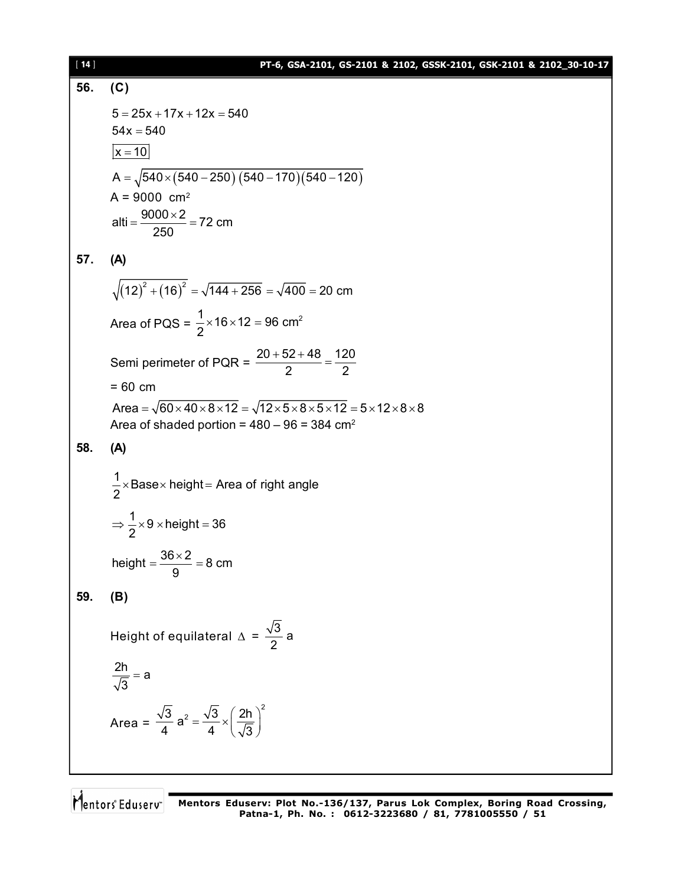**56. (C)**

$$5 = 25x + 17x + 12x = 540$$

$$54x = 540$$

$$\boxed{x = 10}$$

$$A = \sqrt{540 \times (540 - 250)(540 - 170)(540 - 120)}$$

A = 9000 $cm^2$

$$\text{alti} = \frac{9000 \times 2}{250} = 72 \text{ cm}$$

**57. (A)**

$$\sqrt{(12)^2 + (16)^2} = \sqrt{144 + 256} = \sqrt{400} = 20 \text{ cm}$$

Area of PQS = $\frac{1}{2} \times 16 \times 12 = 96 \text{ cm}^2$

Semi perimeter of PQR = $\frac{20 + 52 + 48}{2} = \frac{120}{2}$

= 60 cm

$$\text{Area} = \sqrt{60 \times 40 \times 8 \times 12} = \sqrt{12 \times 5 \times 8 \times 5 \times 12} = 5 \times 12 \times 8 \times 8$$

Area of shaded portion = 480 – 96 = 384 $cm^2$

**58. (A)**

$$\frac{1}{2} \times \text{Base} \times \text{height} = \text{Area of right angle}$$

$$\Rightarrow \frac{1}{2} \times 9 \times \text{height} = 36$$

$$\text{height} = \frac{36 \times 2}{9} = 8 \text{ cm}$$

**59. (B)**

Height of equilateral $\Delta$ = $\frac{\sqrt{3}}{2} a$

$$\frac{2h}{\sqrt{3}} = a$$

Area = $\frac{\sqrt{3}}{4} a^2 = \frac{\sqrt{3}}{4} \times \left(\frac{2h}{\sqrt{3}}\right)^2$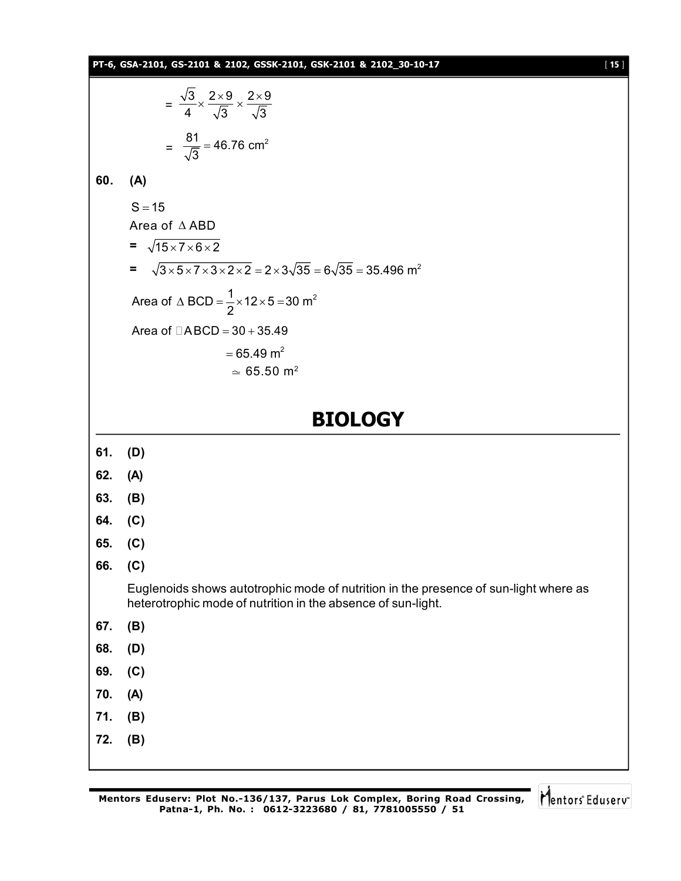$$= \frac{\sqrt{3}}{4} \times \frac{2 \times 9}{\sqrt{3}} \times \frac{2 \times 9}{\sqrt{3}}$$

$$= \frac{81}{\sqrt{3}} = 46.76 \text{ cm}^2$$

**60. (A)**

$S = 15$

Area of $\Delta$ ABD

$= \sqrt{15 \times 7 \times 6 \times 2}$

$= \sqrt{3 \times 5 \times 7 \times 3 \times 2 \times 2} = 2 \times 3\sqrt{35} = 6\sqrt{35} = 35.496 \text{ m}^2$

Area of $\Delta \text{ BCD} = \frac{1}{2} \times 12 \times 5 = 30 \text{ m}^2$

Area of $\square$ABCD $= 30 + 35.49$

$= 65.49 \text{ m}^2$

$\simeq 65.50 \text{ m}^2$

# BIOLOGY

**61. (D)**

**62. (A)**

**63. (B)**

**64. (C)**

**65. (C)**

**66. (C)**

Euglenoids shows autotrophic mode of nutrition in the presence of sun-light where as heterotrophic mode of nutrition in the absence of sun-light.

**67. (B)**

**68. (D)**

**69. (C)**

**70. (A)**

**71. (B)**

**72. (B)**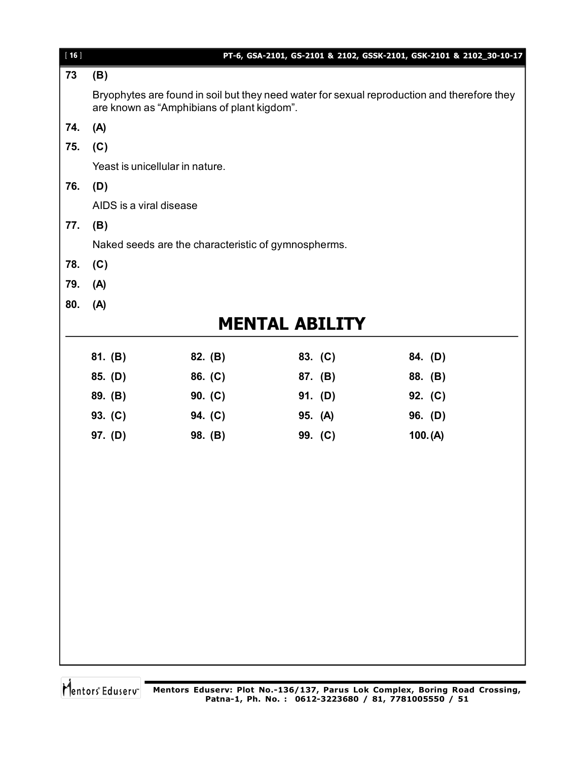73 **(B)**

Bryophytes are found in soil but they need water for sexual reproduction and therefore they are known as "Amphibians of plant kigdom".

**74. (A)**

**75. (C)**

Yeast is unicellular in nature.

**76. (D)**

AIDS is a viral disease

**77. (B)**

Naked seeds are the characteristic of gymnospherms.

**78. (C)**

**79. (A)**

**80. (A)**

# MENTAL ABILITY

| | | | |
|---|---|---|---|
| **81. (B)** | **82. (B)** | **83. (C)** | **84. (D)** |
| **85. (D)** | **86. (C)** | **87. (B)** | **88. (B)** |
| **89. (B)** | **90. (C)** | **91. (D)** | **92. (C)** |
| **93. (C)** | **94. (C)** | **95. (A)** | **96. (D)** |
| **97. (D)** | **98. (B)** | **99. (C)** | **100. (A)** |